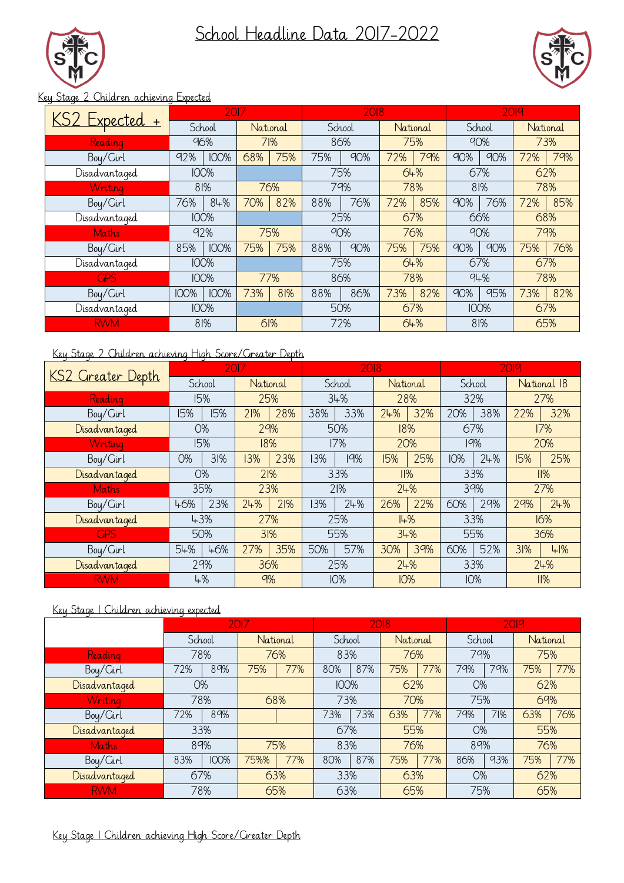# School Headline Data 2017-2022

Key Stage 2 Children achieving Expected

| KS2 Expected + | 2017 | | | | 2018 | | | | 2019 | | | |
|---|---|---|---|---|---|---|---|---|---|---|---|---|
| | School | | National | | School | | National | | School | | National | |
| Reading | 96% | | 71% | | 86% | | 75% | | 90% | | 73% | |
| Boy/Girl | 92% | 100% | 68% | 75% | 75% | 90% | 72% | 79% | 90% | 90% | 72% | 79% |
| Disadvantaged | 100% | | | | 75% | | 64% | | 67% | | 62% | |
| Writing | 81% | | 76% | | 79% | | 78% | | 81% | | 78% | |
| Boy/Girl | 76% | 84% | 70% | 82% | 88% | 76% | 72% | 85% | 90% | 76% | 72% | 85% |
| Disadvantaged | 100% | | | | 25% | | 67% | | 66% | | 68% | |
| Maths | 92% | | 75% | | 90% | | 76% | | 90% | | 79% | |
| Boy/Girl | 85% | 100% | 75% | 75% | 88% | 90% | 75% | 75% | 90% | 90% | 75% | 76% |
| Disadvantaged | 100% | | | | 75% | | 64% | | 67% | | 67% | |
| GPS | 100% | | 77% | | 86% | | 78% | | 94% | | 78% | |
| Boy/Girl | 100% | 100% | 73% | 81% | 88% | 86% | 73% | 82% | 90% | 95% | 73% | 82% |
| Disadvantaged | 100% | | | | 50% | | 67% | | 100% | | 67% | |
| RWM | 81% | | 61% | | 72% | | 64% | | 81% | | 65% | |

Key Stage 2 Children achieving High Score/Greater Depth

| KS2 Greater Depth | 2017 | | | | 2018 | | | | 2019 | | | |
|---|---|---|---|---|---|---|---|---|---|---|---|---|
| | School | | National | | School | | National | | School | | National 18 | |
| Reading | 15% | | 25% | | 34% | | 28% | | 32% | | 27% | |
| Boy/Girl | 15% | 15% | 21% | 28% | 38% | 33% | 24% | 32% | 20% | 38% | 22% | 32% |
| Disadvantaged | 0% | | 29% | | 50% | | 18% | | 67% | | 17% | |
| Writing | 15% | | 18% | | 17% | | 20% | | 19% | | 20% | |
| Boy/Girl | 0% | 31% | 13% | 23% | 13% | 19% | 15% | 25% | 10% | 24% | 15% | 25% |
| Disadvantaged | 0% | | 21% | | 33% | | 11% | | 33% | | 11% | |
| Maths | 35% | | 23% | | 21% | | 24% | | 39% | | 27% | |
| Boy/Girl | 46% | 23% | 24% | 21% | 13% | 24% | 26% | 22% | 60% | 29% | 29% | 24% |
| Disadvantaged | 43% | | 27% | | 25% | | 14% | | 33% | | 16% | |
| GPS | 50% | | 31% | | 55% | | 34% | | 55% | | 36% | |
| Boy/Girl | 54% | 46% | 27% | 35% | 50% | 57% | 30% | 39% | 60% | 52% | 31% | 41% |
| Disadvantaged | 29% | | 36% | | 25% | | 24% | | 33% | | 24% | |
| RWM | 4% | | 9% | | 10% | | 10% | | 10% | | 11% | |

Key Stage 1 Children achieving expected

| | 2017 | | | | 2018 | | | | 2019 | | | |
|---|---|---|---|---|---|---|---|---|---|---|---|---|
| | School | | National | | School | | National | | School | | National | |
| Reading | 78% | | 76% | | 83% | | 76% | | 79% | | 75% | |
| Boy/Girl | 72% | 89% | 75% | 77% | 80% | 87% | 75% | 77% | 79% | 79% | 75% | 77% |
| Disadvantaged | 0% | | | | 100% | | 62% | | 0% | | 62% | |
| Writing | 78% | | 68% | | 73% | | 70% | | 75% | | 69% | |
| Boy/Girl | 72% | 89% | | | 73% | 73% | 63% | 77% | 79% | 71% | 63% | 76% |
| Disadvantaged | 33% | | | | 67% | | 55% | | 0% | | 55% | |
| Maths | 89% | | 75% | | 83% | | 76% | | 89% | | 76% | |
| Boy/Girl | 83% | 100% | 75%% | 77% | 80% | 87% | 75% | 77% | 86% | 93% | 75% | 77% |
| Disadvantaged | 67% | | 63% | | 33% | | 63% | | 0% | | 62% | |
| RWM | 78% | | 65% | | 63% | | 65% | | 75% | | 65% | |

Key Stage 1 Children achieving High Score/Greater Depth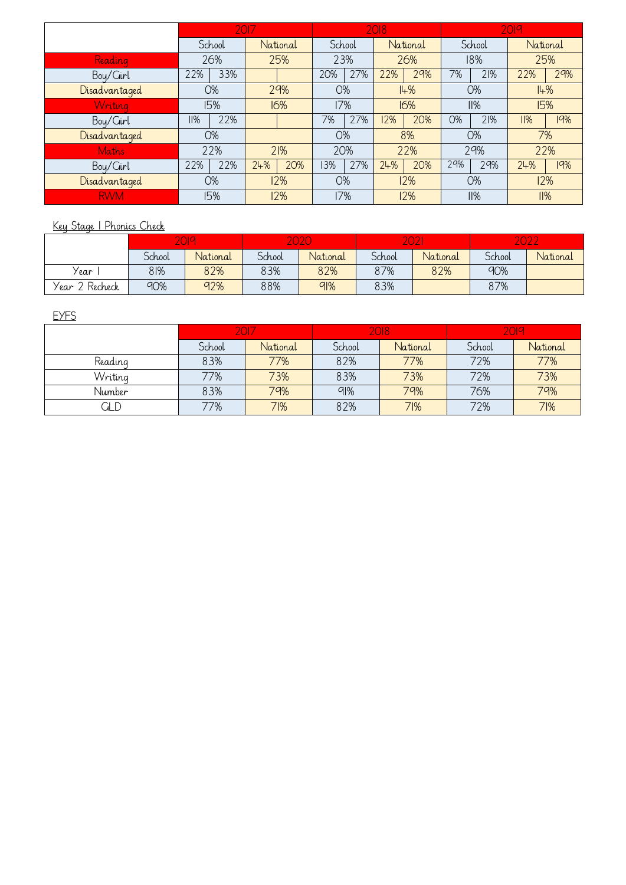| | 2017 | | | | 2018 | | | | 2019 | | | |
|---|---|---|---|---|---|---|---|---|---|---|---|---|
| | School | | National | | School | | National | | School | | National | |
| Reading | 26% | | 25% | | 23% | | 26% | | 18% | | 25% | |
| Boy/Girl | 22% | 33% | | | 20% | 27% | 22% | 29% | 7% | 21% | 22% | 29% |
| Disadvantaged | 0% | | 29% | | 0% | | 14% | | 0% | | 14% | |
| Writing | 15% | | 16% | | 17% | | 16% | | 11% | | 15% | |
| Boy/Girl | 11% | 22% | | | 7% | 27% | 12% | 20% | 0% | 21% | 11% | 19% |
| Disadvantaged | 0% | | | | 0% | | 8% | | 0% | | 7% | |
| Maths | 22% | | 21% | | 20% | | 22% | | 29% | | 22% | |
| Boy/Girl | 22% | 22% | 24% | 20% | 13% | 27% | 24% | 20% | 29% | 29% | 24% | 19% |
| Disadvantaged | 0% | | 12% | | 0% | | 12% | | 0% | | 12% | |
| RWM | 15% | | 12% | | 17% | | 12% | | 11% | | 11% | |

Key Stage 1 Phonics Check

| | 2019 | | 2020 | | 2021 | | 2022 | |
|---|---|---|---|---|---|---|---|---|
| | School | National | School | National | School | National | School | National |
| Year 1 | 81% | 82% | 83% | 82% | 87% | 82% | 90% | |
| Year 2 Recheck | 90% | 92% | 88% | 91% | 83% | | 87% | |

EYFS

| | 2017 | | 2018 | | 2019 | |
|---|---|---|---|---|---|---|
| | School | National | School | National | School | National |
| Reading | 83% | 77% | 82% | 77% | 72% | 77% |
| Writing | 77% | 73% | 83% | 73% | 72% | 73% |
| Number | 83% | 79% | 91% | 79% | 76% | 79% |
| GLD | 77% | 71% | 82% | 71% | 72% | 71% |